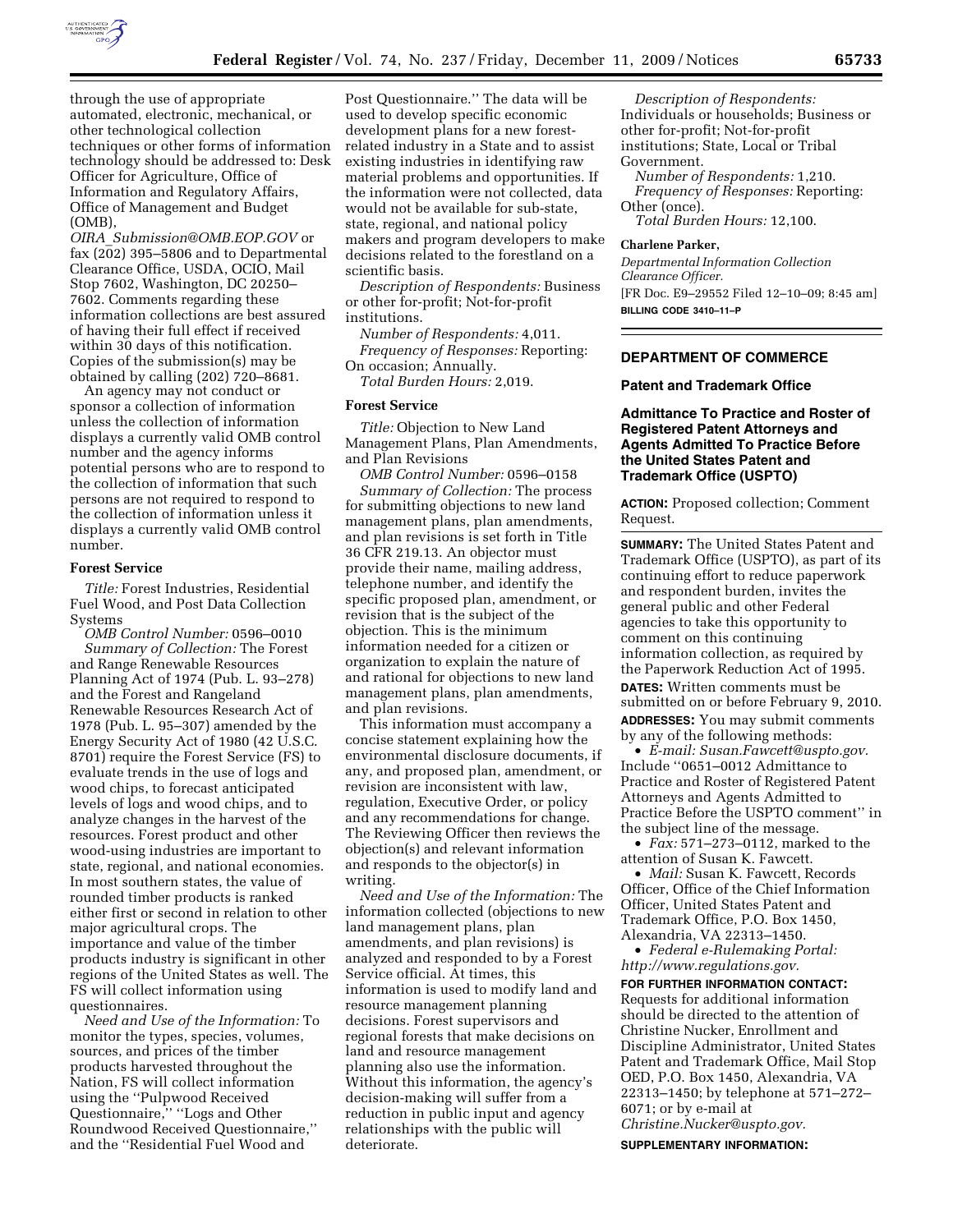through the use of appropriate automated, electronic, mechanical, or other technological collection techniques or other forms of information technology should be addressed to: Desk Officer for Agriculture, Office of Information and Regulatory Affairs, Office of Management and Budget (OMB), *OIRA_Submission@OMB.EOP.GOV* or fax (202) 395–5806 and to Departmental Clearance Office, USDA, OCIO, Mail Stop 7602, Washington, DC 20250–7602. Comments regarding these information collections are best assured of having their full effect if received within 30 days of this notification. Copies of the submission(s) may be obtained by calling (202) 720–8681.

An agency may not conduct or sponsor a collection of information unless the collection of information displays a currently valid OMB control number and the agency informs potential persons who are to respond to the collection of information that such persons are not required to respond to the collection of information unless it displays a currently valid OMB control number.

### Forest Service

*Title:* Forest Industries, Residential Fuel Wood, and Post Data Collection Systems

*OMB Control Number:* 0596–0010

*Summary of Collection:* The Forest and Range Renewable Resources Planning Act of 1974 (Pub. L. 93–278) and the Forest and Rangeland Renewable Resources Research Act of 1978 (Pub. L. 95–307) amended by the Energy Security Act of 1980 (42 U.S.C. 8701) require the Forest Service (FS) to evaluate trends in the use of logs and wood chips, to forecast anticipated levels of logs and wood chips, and to analyze changes in the harvest of the resources. Forest product and other wood-using industries are important to state, regional, and national economies. In most southern states, the value of rounded timber products is ranked either first or second in relation to other major agricultural crops. The importance and value of the timber products industry is significant in other regions of the United States as well. The FS will collect information using questionnaires.

*Need and Use of the Information:* To monitor the types, species, volumes, sources, and prices of the timber products harvested throughout the Nation, FS will collect information using the ''Pulpwood Received Questionnaire,'' ''Logs and Other Roundwood Received Questionnaire,'' and the ''Residential Fuel Wood and Post Questionnaire.'' The data will be used to develop specific economic development plans for a new forest-related industry in a State and to assist existing industries in identifying raw material problems and opportunities. If the information were not collected, data would not be available for sub-state, state, regional, and national policy makers and program developers to make decisions related to the forestland on a scientific basis.

*Description of Respondents:* Business or other for-profit; Not-for-profit institutions.

*Number of Respondents:* 4,011.

*Frequency of Responses:* Reporting: On occasion; Annually.

*Total Burden Hours:* 2,019.

### Forest Service

*Title:* Objection to New Land Management Plans, Plan Amendments, and Plan Revisions

*OMB Control Number:* 0596–0158

*Summary of Collection:* The process for submitting objections to new land management plans, plan amendments, and plan revisions is set forth in Title 36 CFR 219.13. An objector must provide their name, mailing address, telephone number, and identify the specific proposed plan, amendment, or revision that is the subject of the objection. This is the minimum information needed for a citizen or organization to explain the nature of and rational for objections to new land management plans, plan amendments, and plan revisions.

This information must accompany a concise statement explaining how the environmental disclosure documents, if any, and proposed plan, amendment, or revision are inconsistent with law, regulation, Executive Order, or policy and any recommendations for change. The Reviewing Officer then reviews the objection(s) and relevant information and responds to the objector(s) in writing.

*Need and Use of the Information:* The information collected (objections to new land management plans, plan amendments, and plan revisions) is analyzed and responded to by a Forest Service official. At times, this information is used to modify land and resource management planning decisions. Forest supervisors and regional forests that make decisions on land and resource management planning also use the information. Without this information, the agency's decision-making will suffer from a reduction in public input and agency relationships with the public will deteriorate.

*Description of Respondents:* Individuals or households; Business or other for-profit; Not-for-profit institutions; State, Local or Tribal Government.

*Number of Respondents:* 1,210.

*Frequency of Responses:* Reporting: Other (once).

*Total Burden Hours:* 12,100.

**Charlene Parker,**

*Departmental Information Collection Clearance Officer.*

[FR Doc. E9–29552 Filed 12–10–09; 8:45 am]

**BILLING CODE 3410–11–P**

---

## DEPARTMENT OF COMMERCE

### Patent and Trademark Office

### Admittance To Practice and Roster of Registered Patent Attorneys and Agents Admitted To Practice Before the United States Patent and Trademark Office (USPTO)

**ACTION:** Proposed collection; Comment Request.

**SUMMARY:** The United States Patent and Trademark Office (USPTO), as part of its continuing effort to reduce paperwork and respondent burden, invites the general public and other Federal agencies to take this opportunity to comment on this continuing information collection, as required by the Paperwork Reduction Act of 1995.

**DATES:** Written comments must be submitted on or before February 9, 2010.

**ADDRESSES:** You may submit comments by any of the following methods:

- *E-mail: Susan.Fawcett@uspto.gov.* Include ''0651–0012 Admittance to Practice and Roster of Registered Patent Attorneys and Agents Admitted to Practice Before the USPTO comment'' in the subject line of the message.
- *Fax:* 571–273–0112, marked to the attention of Susan K. Fawcett.
- *Mail:* Susan K. Fawcett, Records Officer, Office of the Chief Information Officer, United States Patent and Trademark Office, P.O. Box 1450, Alexandria, VA 22313–1450.
- *Federal e-Rulemaking Portal: http://www.regulations.gov.*

**FOR FURTHER INFORMATION CONTACT:** Requests for additional information should be directed to the attention of Christine Nucker, Enrollment and Discipline Administrator, United States Patent and Trademark Office, Mail Stop OED, P.O. Box 1450, Alexandria, VA 22313–1450; by telephone at 571–272–6071; or by e-mail at *Christine.Nucker@uspto.gov.*

**SUPPLEMENTARY INFORMATION:**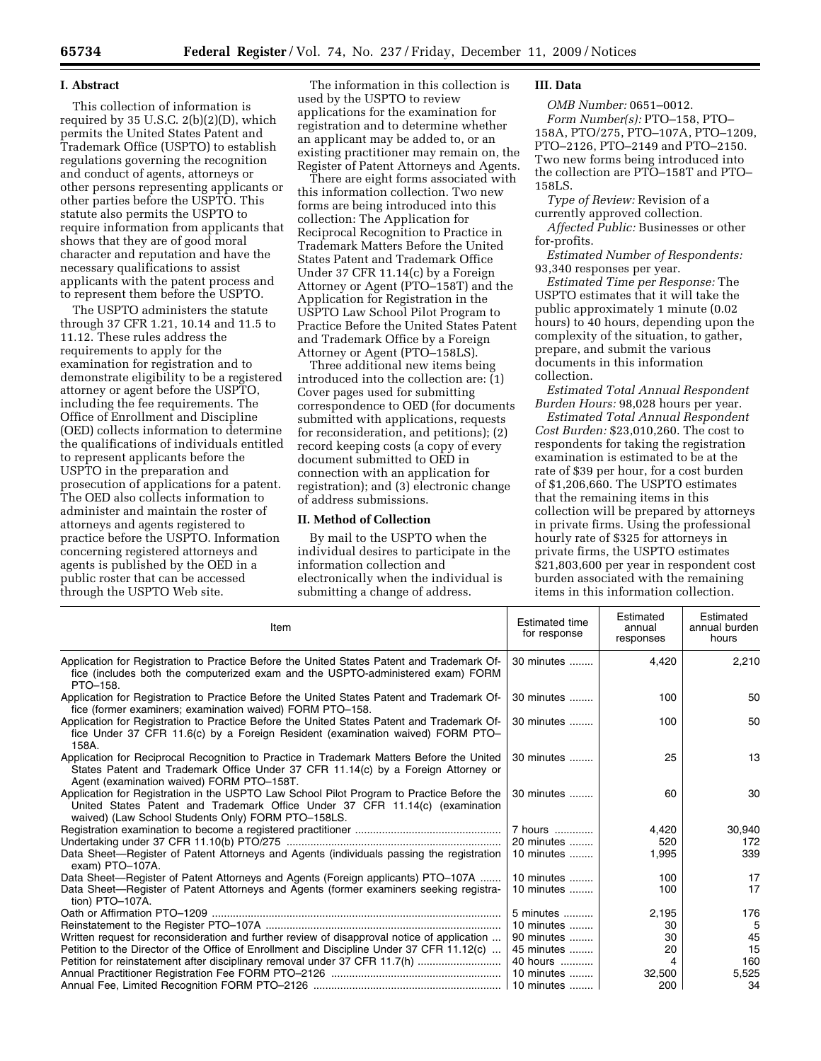## I. Abstract

This collection of information is required by 35 U.S.C. 2(b)(2)(D), which permits the United States Patent and Trademark Office (USPTO) to establish regulations governing the recognition and conduct of agents, attorneys or other persons representing applicants or other parties before the USPTO. This statute also permits the USPTO to require information from applicants that shows that they are of good moral character and reputation and have the necessary qualifications to assist applicants with the patent process and to represent them before the USPTO.

The USPTO administers the statute through 37 CFR 1.21, 10.14 and 11.5 to 11.12. These rules address the requirements to apply for the examination for registration and to demonstrate eligibility to be a registered attorney or agent before the USPTO, including the fee requirements. The Office of Enrollment and Discipline (OED) collects information to determine the qualifications of individuals entitled to represent applicants before the USPTO in the preparation and prosecution of applications for a patent. The OED also collects information to administer and maintain the roster of attorneys and agents registered to practice before the USPTO. Information concerning registered attorneys and agents is published by the OED in a public roster that can be accessed through the USPTO Web site.

The information in this collection is used by the USPTO to review applications for the examination for registration and to determine whether an applicant may be added to, or an existing practitioner may remain on, the Register of Patent Attorneys and Agents.

There are eight forms associated with this information collection. Two new forms are being introduced into this collection: The Application for Reciprocal Recognition to Practice in Trademark Matters Before the United States Patent and Trademark Office Under 37 CFR 11.14(c) by a Foreign Attorney or Agent (PTO–158T) and the Application for Registration in the USPTO Law School Pilot Program to Practice Before the United States Patent and Trademark Office by a Foreign Attorney or Agent (PTO–158LS).

Three additional new items being introduced into the collection are: (1) Cover pages used for submitting correspondence to OED (for documents submitted with applications, requests for reconsideration, and petitions); (2) record keeping costs (a copy of every document submitted to OED in connection with an application for registration); and (3) electronic change of address submissions.

## II. Method of Collection

By mail to the USPTO when the individual desires to participate in the information collection and electronically when the individual is submitting a change of address.

## III. Data

*OMB Number:* 0651–0012.

*Form Number(s):* PTO–158, PTO–158A, PTO/275, PTO–107A, PTO–1209, PTO–2126, PTO–2149 and PTO–2150. Two new forms being introduced into the collection are PTO–158T and PTO–158LS.

*Type of Review:* Revision of a currently approved collection.

*Affected Public:* Businesses or other for-profits.

*Estimated Number of Respondents:* 93,340 responses per year.

*Estimated Time per Response:* The USPTO estimates that it will take the public approximately 1 minute (0.02 hours) to 40 hours, depending upon the complexity of the situation, to gather, prepare, and submit the various documents in this information collection.

*Estimated Total Annual Respondent Burden Hours:* 98,028 hours per year.

*Estimated Total Annual Respondent Cost Burden:* $23,010,260. The cost to respondents for taking the registration examination is estimated to be at the rate of $39 per hour, for a cost burden of $1,206,660. The USPTO estimates that the remaining items in this collection will be prepared by attorneys in private firms. Using the professional hourly rate of $325 for attorneys in private firms, the USPTO estimates $21,803,600 per year in respondent cost burden associated with the remaining items in this information collection.

| Item | Estimated time for response | Estimated annual responses | Estimated annual burden hours |
|---|---|---|---|
| Application for Registration to Practice Before the United States Patent and Trademark Office (includes both the computerized exam and the USPTO-administered exam) FORM PTO–158. | 30 minutes | 4,420 | 2,210 |
| Application for Registration to Practice Before the United States Patent and Trademark Office (former examiners; examination waived) FORM PTO–158. | 30 minutes | 100 | 50 |
| Application for Registration to Practice Before the United States Patent and Trademark Office Under 37 CFR 11.6(c) by a Foreign Resident (examination waived) FORM PTO–158A. | 30 minutes | 100 | 50 |
| Application for Reciprocal Recognition to Practice in Trademark Matters Before the United States Patent and Trademark Office Under 37 CFR 11.14(c) by a Foreign Attorney or Agent (examination waived) FORM PTO–158T. | 30 minutes | 25 | 13 |
| Application for Registration in the USPTO Law School Pilot Program to Practice Before the United States Patent and Trademark Office Under 37 CFR 11.14(c) (examination waived) (Law School Students Only) FORM PTO–158LS. | 30 minutes | 60 | 30 |
| Registration examination to become a registered practitioner | 7 hours | 4,420 | 30,940 |
| Undertaking under 37 CFR 11.10(b) PTO/275 | 20 minutes | 520 | 172 |
| Data Sheet—Register of Patent Attorneys and Agents (individuals passing the registration exam) PTO–107A. | 10 minutes | 1,995 | 339 |
| Data Sheet—Register of Patent Attorneys and Agents (Foreign applicants) PTO–107A | 10 minutes | 100 | 17 |
| Data Sheet—Register of Patent Attorneys and Agents (former examiners seeking registration) PTO–107A. | 10 minutes | 100 | 17 |
| Oath or Affirmation PTO–1209 | 5 minutes | 2,195 | 176 |
| Reinstatement to the Register PTO–107A | 10 minutes | 30 | 5 |
| Written request for reconsideration and further review of disapproval notice of application | 90 minutes | 30 | 45 |
| Petition to the Director of the Office of Enrollment and Discipline Under 37 CFR 11.12(c) | 45 minutes | 20 | 15 |
| Petition for reinstatement after disciplinary removal under 37 CFR 11.7(h) | 40 hours | 4 | 160 |
| Annual Practitioner Registration Fee FORM PTO–2126 | 10 minutes | 32,500 | 5,525 |
| Annual Fee, Limited Recognition FORM PTO–2126 | 10 minutes | 200 | 34 |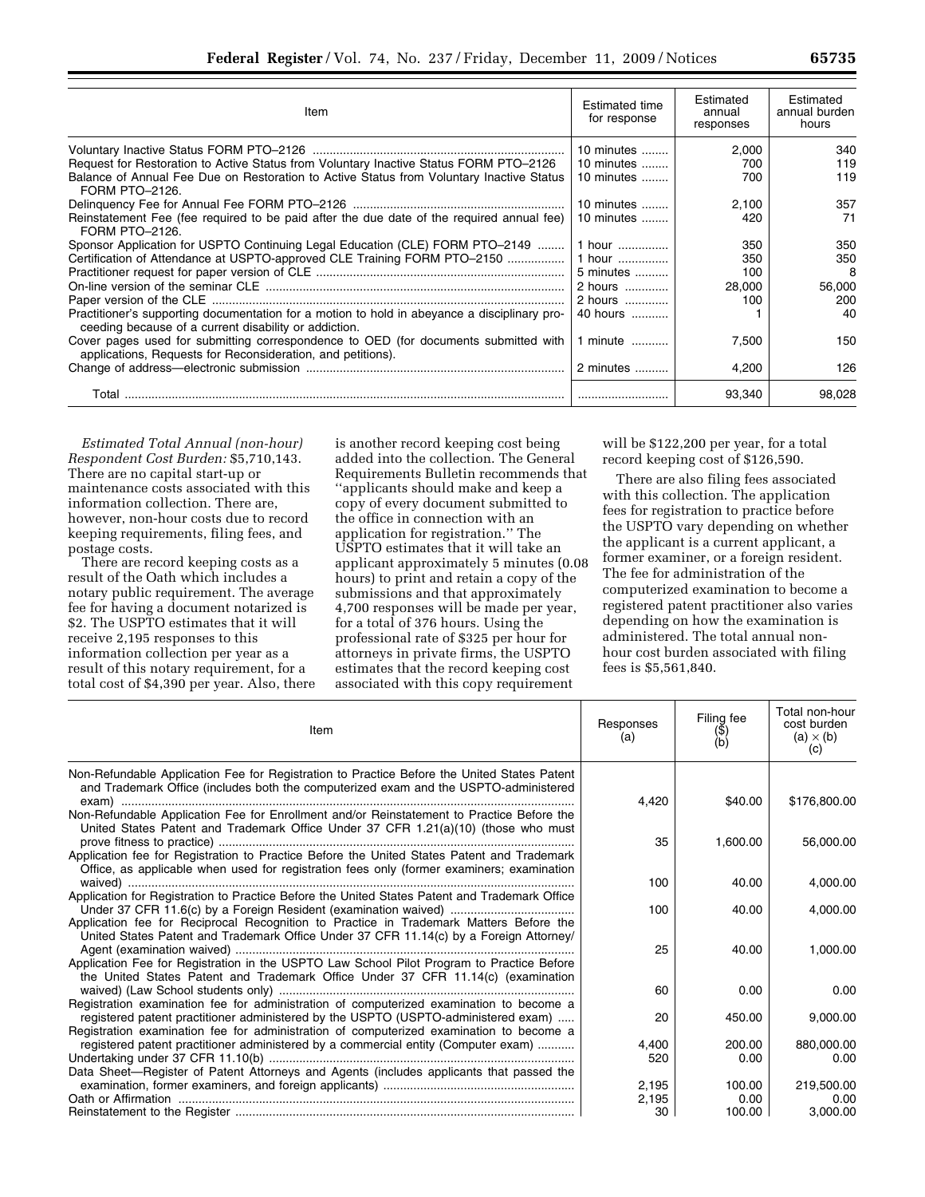| Item | Estimated time for response | Estimated annual responses | Estimated annual burden hours |
|---|---|---|---|
| Voluntary Inactive Status FORM PTO–2126 | 10 minutes | 2,000 | 340 |
| Request for Restoration to Active Status from Voluntary Inactive Status FORM PTO–2126 | 10 minutes | 700 | 119 |
| Balance of Annual Fee Due on Restoration to Active Status from Voluntary Inactive Status FORM PTO–2126. | 10 minutes | 700 | 119 |
| Delinquency Fee for Annual Fee FORM PTO–2126 | 10 minutes | 2,100 | 357 |
| Reinstatement Fee (fee required to be paid after the due date of the required annual fee) FORM PTO–2126. | 10 minutes | 420 | 71 |
| Sponsor Application for USPTO Continuing Legal Education (CLE) FORM PTO–2149 | 1 hour | 350 | 350 |
| Certification of Attendance at USPTO-approved CLE Training FORM PTO–2150 | 1 hour | 350 | 350 |
| Practitioner request for paper version of CLE | 5 minutes | 100 | 8 |
| On-line version of the seminar CLE | 2 hours | 28,000 | 56,000 |
| Paper version of the CLE | 2 hours | 100 | 200 |
| Practitioner's supporting documentation for a motion to hold in abeyance a disciplinary proceeding because of a current disability or addiction. | 40 hours | 1 | 40 |
| Cover pages used for submitting correspondence to OED (for documents submitted with applications, Requests for Reconsideration, and petitions). | 1 minute | 7,500 | 150 |
| Change of address—electronic submission | 2 minutes | 4,200 | 126 |
| Total | | 93,340 | 98,028 |

*Estimated Total Annual (non-hour) Respondent Cost Burden:* $5,710,143. There are no capital start-up or maintenance costs associated with this information collection. There are, however, non-hour costs due to record keeping requirements, filing fees, and postage costs.

There are record keeping costs as a result of the Oath which includes a notary public requirement. The average fee for having a document notarized is $2. The USPTO estimates that it will receive 2,195 responses to this information collection per year as a result of this notary requirement, for a total cost of $4,390 per year. Also, there is another record keeping cost being added into the collection. The General Requirements Bulletin recommends that ''applicants should make and keep a copy of every document submitted to the office in connection with an application for registration.'' The USPTO estimates that it will take an applicant approximately 5 minutes (0.08 hours) to print and retain a copy of the submissions and that approximately 4,700 responses will be made per year, for a total of 376 hours. Using the professional rate of $325 per hour for attorneys in private firms, the USPTO estimates that the record keeping cost associated with this copy requirement will be $122,200 per year, for a total record keeping cost of $126,590.

There are also filing fees associated with this collection. The application fees for registration to practice before the USPTO vary depending on whether the applicant is a current applicant, a former examiner, or a foreign resident. The fee for administration of the computerized examination to become a registered patent practitioner also varies depending on how the examination is administered. The total annual non-hour cost burden associated with filing fees is $5,561,840.

| Item | Responses (a) | Filing fee ($) (b) | Total non-hour cost burden (a) × (b) (c) |
|---|---|---|---|
| Non-Refundable Application Fee for Registration to Practice Before the United States Patent and Trademark Office (includes both the computerized exam and the USPTO-administered exam) | 4,420 | $40.00 | $176,800.00 |
| Non-Refundable Application Fee for Enrollment and/or Reinstatement to Practice Before the United States Patent and Trademark Office Under 37 CFR 1.21(a)(10) (those who must prove fitness to practice) | 35 | 1,600.00 | 56,000.00 |
| Application fee for Registration to Practice Before the United States Patent and Trademark Office, as applicable when used for registration fees only (former examiners; examination waived) | 100 | 40.00 | 4,000.00 |
| Application for Registration to Practice Before the United States Patent and Trademark Office Under 37 CFR 11.6(c) by a Foreign Resident (examination waived) | 100 | 40.00 | 4,000.00 |
| Application fee for Reciprocal Recognition to Practice in Trademark Matters Before the United States Patent and Trademark Office Under 37 CFR 11.14(c) by a Foreign Attorney/Agent (examination waived) | 25 | 40.00 | 1,000.00 |
| Application Fee for Registration in the USPTO Law School Pilot Program to Practice Before the United States Patent and Trademark Office Under 37 CFR 11.14(c) (examination waived) (Law School students only) | 60 | 0.00 | 0.00 |
| Registration examination fee for administration of computerized examination to become a registered patent practitioner administered by the USPTO (USPTO-administered exam) | 20 | 450.00 | 9,000.00 |
| Registration examination fee for administration of computerized examination to become a registered patent practitioner administered by a commercial entity (Computer exam) | 4,400 | 200.00 | 880,000.00 |
| Undertaking under 37 CFR 11.10(b) | 520 | 0.00 | 0.00 |
| Data Sheet—Register of Patent Attorneys and Agents (includes applicants that passed the examination, former examiners, and foreign applicants) | 2,195 | 100.00 | 219,500.00 |
| Oath or Affirmation | 2,195 | 0.00 | 0.00 |
| Reinstatement to the Register | 30 | 100.00 | 3,000.00 |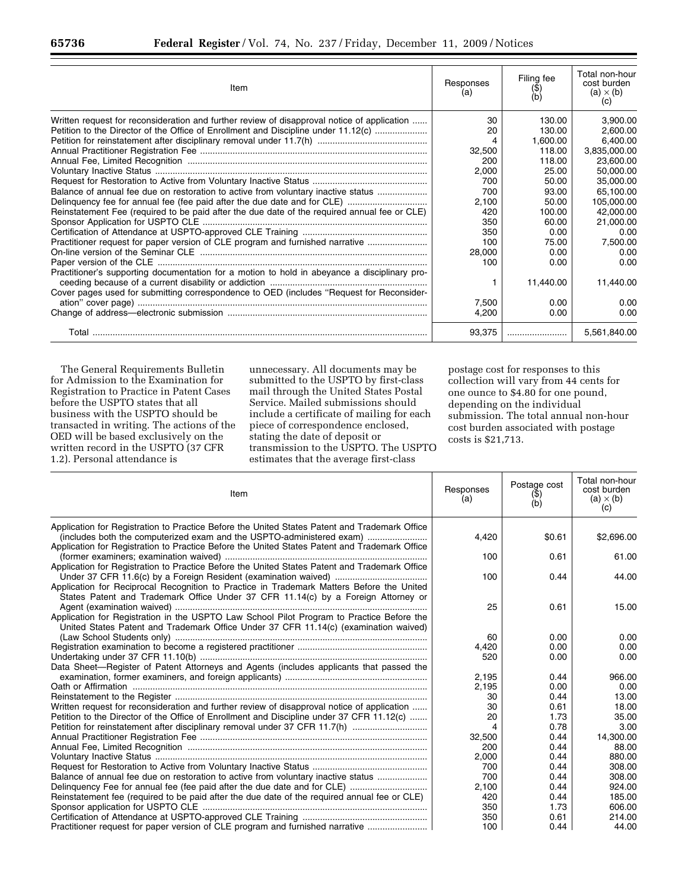| Item | Responses (a) | Filing fee ($) (b) | Total non-hour cost burden (a) × (b) (c) |
|---|---|---|---|
| Written request for reconsideration and further review of disapproval notice of application | 30 | 130.00 | 3,900.00 |
| Petition to the Director of the Office of Enrollment and Discipline under 11.12(c) | 20 | 130.00 | 2,600.00 |
| Petition for reinstatement after disciplinary removal under 11.7(h) | 4 | 1,600.00 | 6,400.00 |
| Annual Practitioner Registration Fee | 32,500 | 118.00 | 3,835,000.00 |
| Annual Fee, Limited Recognition | 200 | 118.00 | 23,600.00 |
| Voluntary Inactive Status | 2,000 | 25.00 | 50,000.00 |
| Request for Restoration to Active from Voluntary Inactive Status | 700 | 50.00 | 35,000.00 |
| Balance of annual fee due on restoration to active from voluntary inactive status | 700 | 93.00 | 65,100.00 |
| Delinquency fee for annual fee (fee paid after the due date and for CLE) | 2,100 | 50.00 | 105,000.00 |
| Reinstatement Fee (required to be paid after the due date of the required annual fee or CLE) | 420 | 100.00 | 42,000.00 |
| Sponsor Application for USPTO CLE | 350 | 60.00 | 21,000.00 |
| Certification of Attendance at USPTO-approved CLE Training | 350 | 0.00 | 0.00 |
| Practitioner request for paper version of CLE program and furnished narrative | 100 | 75.00 | 7,500.00 |
| On-line version of the Seminar CLE | 28,000 | 0.00 | 0.00 |
| Paper version of the CLE | 100 | 0.00 | 0.00 |
| Practitioner's supporting documentation for a motion to hold in abeyance a disciplinary proceeding because of a current disability or addiction | 1 | 11,440.00 | 11,440.00 |
| Cover pages used for submitting correspondence to OED (includes "Request for Reconsideration" cover page) | 7,500 | 0.00 | 0.00 |
| Change of address—electronic submission | 4,200 | 0.00 | 0.00 |
| Total | 93,375 | ........................ | 5,561,840.00 |

The General Requirements Bulletin for Admission to the Examination for Registration to Practice in Patent Cases before the USPTO states that all business with the USPTO should be transacted in writing. The actions of the OED will be based exclusively on the written record in the USPTO (37 CFR 1.2). Personal attendance is unnecessary. All documents may be submitted to the USPTO by first-class mail through the United States Postal Service. Mailed submissions should include a certificate of mailing for each piece of correspondence enclosed, stating the date of deposit or transmission to the USPTO. The USPTO estimates that the average first-class postage cost for responses to this collection will vary from 44 cents for one ounce to $4.80 for one pound, depending on the individual submission. The total annual non-hour cost burden associated with postage costs is $21,713.

| Item | Responses (a) | Postage cost ($) (b) | Total non-hour cost burden (a) × (b) (c) |
|---|---|---|---|
| Application for Registration to Practice Before the United States Patent and Trademark Office (includes both the computerized exam and the USPTO-administered exam) | 4,420 | $0.61 | $2,696.00 |
| Application for Registration to Practice Before the United States Patent and Trademark Office (former examiners; examination waived) | 100 | 0.61 | 61.00 |
| Application for Registration to Practice Before the United States Patent and Trademark Office Under 37 CFR 11.6(c) by a Foreign Resident (examination waived) | 100 | 0.44 | 44.00 |
| Application for Reciprocal Recognition to Practice in Trademark Matters Before the United States Patent and Trademark Office Under 37 CFR 11.14(c) by a Foreign Attorney or Agent (examination waived) | 25 | 0.61 | 15.00 |
| Application for Registration in the USPTO Law School Pilot Program to Practice Before the United States Patent and Trademark Office Under 37 CFR 11.14(c) (examination waived) (Law School Students only) | 60 | 0.00 | 0.00 |
| Registration examination to become a registered practitioner | 4,420 | 0.00 | 0.00 |
| Undertaking under 37 CFR 11.10(b) | 520 | 0.00 | 0.00 |
| Data Sheet—Register of Patent Attorneys and Agents (includes applicants that passed the examination, former examiners, and foreign applicants) | 2,195 | 0.44 | 966.00 |
| Oath or Affirmation | 2,195 | 0.00 | 0.00 |
| Reinstatement to the Register | 30 | 0.44 | 13.00 |
| Written request for reconsideration and further review of disapproval notice of application | 30 | 0.61 | 18.00 |
| Petition to the Director of the Office of Enrollment and Discipline under 37 CFR 11.12(c) | 20 | 1.73 | 35.00 |
| Petition for reinstatement after disciplinary removal under 37 CFR 11.7(h) | 4 | 0.78 | 3.00 |
| Annual Practitioner Registration Fee | 32,500 | 0.44 | 14,300.00 |
| Annual Fee, Limited Recognition | 200 | 0.44 | 88.00 |
| Voluntary Inactive Status | 2,000 | 0.44 | 880.00 |
| Request for Restoration to Active from Voluntary Inactive Status | 700 | 0.44 | 308.00 |
| Balance of annual fee due on restoration to active from voluntary inactive status | 700 | 0.44 | 308.00 |
| Delinquency Fee for annual fee (fee paid after the due date and for CLE) | 2,100 | 0.44 | 924.00 |
| Reinstatement fee (required to be paid after the due date of the required annual fee or CLE) | 420 | 0.44 | 185.00 |
| Sponsor application for USPTO CLE | 350 | 1.73 | 606.00 |
| Certification of Attendance at USPTO-approved CLE Training | 350 | 0.61 | 214.00 |
| Practitioner request for paper version of CLE program and furnished narrative | 100 | 0.44 | 44.00 |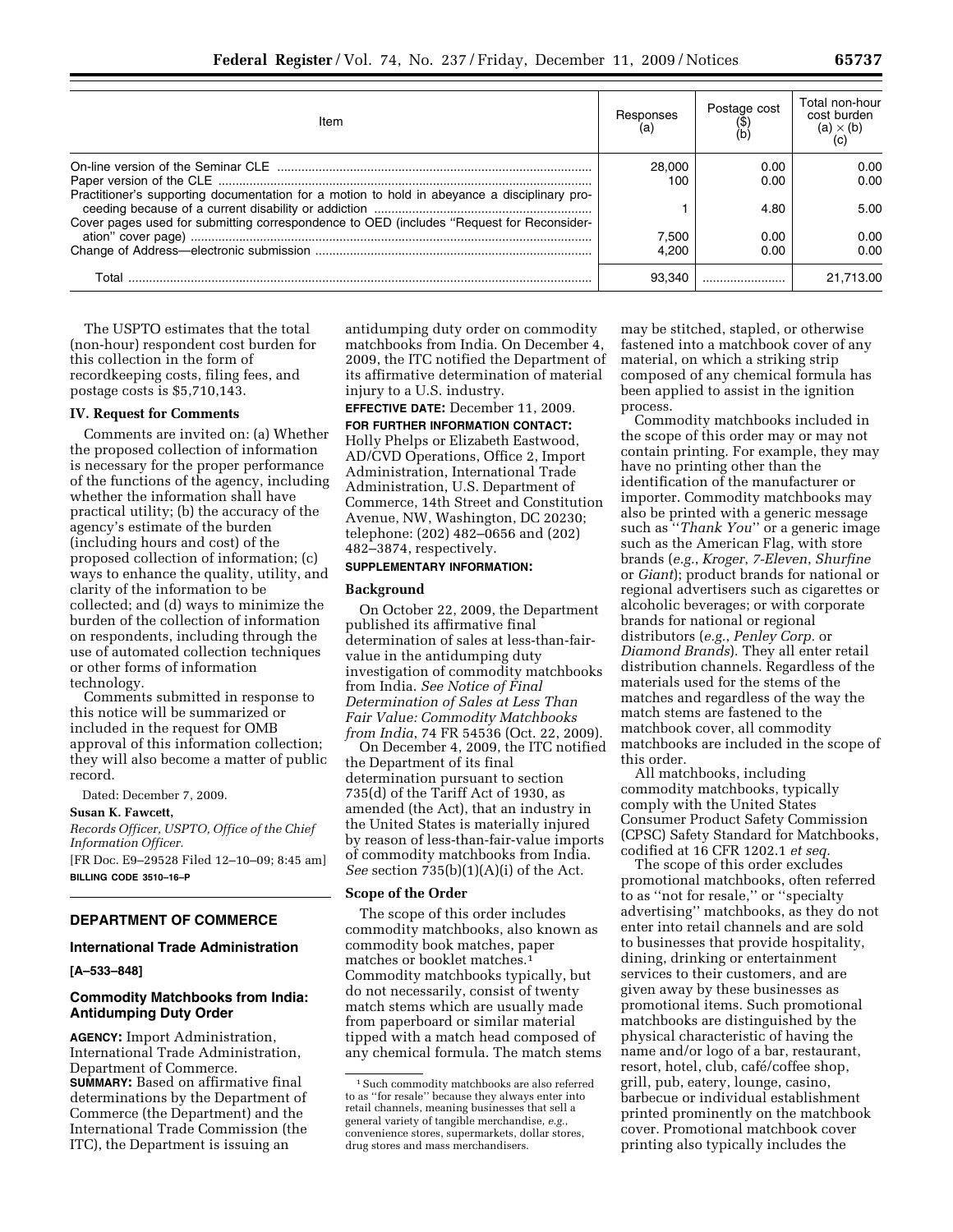| Item | Responses (a) | Postage cost ($) (b) | Total non-hour cost burden (a) × (b) (c) |
|---|---|---|---|
| On-line version of the Seminar CLE | 28,000 | 0.00 | 0.00 |
| Paper version of the CLE | 100 | 0.00 | 0.00 |
| Practitioner's supporting documentation for a motion to hold in abeyance a disciplinary proceeding because of a current disability or addiction | 1 | 4.80 | 5.00 |
| Cover pages used for submitting correspondence to OED (includes "Request for Reconsideration" cover page) | 7,500 | 0.00 | 0.00 |
| Change of Address—electronic submission | 4,200 | 0.00 | 0.00 |
| Total | 93,340 | | 21,713.00 |

The USPTO estimates that the total (non-hour) respondent cost burden for this collection in the form of recordkeeping costs, filing fees, and postage costs is $5,710,143.

**IV. Request for Comments**

Comments are invited on: (a) Whether the proposed collection of information is necessary for the proper performance of the functions of the agency, including whether the information shall have practical utility; (b) the accuracy of the agency's estimate of the burden (including hours and cost) of the proposed collection of information; (c) ways to enhance the quality, utility, and clarity of the information to be collected; and (d) ways to minimize the burden of the collection of information on respondents, including through the use of automated collection techniques or other forms of information technology.

Comments submitted in response to this notice will be summarized or included in the request for OMB approval of this information collection; they will also become a matter of public record.

Dated: December 7, 2009.

**Susan K. Fawcett,**

*Records Officer, USPTO, Office of the Chief Information Officer.*

[FR Doc. E9–29528 Filed 12–10–09; 8:45 am]

**BILLING CODE 3510–16–P**

## DEPARTMENT OF COMMERCE

### International Trade Administration

**[A–533–848]**

### Commodity Matchbooks from India: Antidumping Duty Order

**AGENCY:** Import Administration, International Trade Administration, Department of Commerce.

**SUMMARY:** Based on affirmative final determinations by the Department of Commerce (the Department) and the International Trade Commission (the ITC), the Department is issuing an antidumping duty order on commodity matchbooks from India. On December 4, 2009, the ITC notified the Department of its affirmative determination of material injury to a U.S. industry.

**EFFECTIVE DATE:** December 11, 2009.

**FOR FURTHER INFORMATION CONTACT:** Holly Phelps or Elizabeth Eastwood, AD/CVD Operations, Office 2, Import Administration, International Trade Administration, U.S. Department of Commerce, 14th Street and Constitution Avenue, NW, Washington, DC 20230; telephone: (202) 482–0656 and (202) 482–3874, respectively.

**SUPPLEMENTARY INFORMATION:**

**Background**

On October 22, 2009, the Department published its affirmative final determination of sales at less-than-fair-value in the antidumping duty investigation of commodity matchbooks from India. *See Notice of Final Determination of Sales at Less Than Fair Value: Commodity Matchbooks from India*, 74 FR 54536 (Oct. 22, 2009).

On December 4, 2009, the ITC notified the Department of its final determination pursuant to section 735(d) of the Tariff Act of 1930, as amended (the Act), that an industry in the United States is materially injured by reason of less-than-fair-value imports of commodity matchbooks from India. *See* section 735(b)(1)(A)(i) of the Act.

**Scope of the Order**

The scope of this order includes commodity matchbooks, also known as commodity book matches, paper matches or booklet matches.[1] Commodity matchbooks typically, but do not necessarily, consist of twenty match stems which are usually made from paperboard or similar material tipped with a match head composed of any chemical formula. The match stems may be stitched, stapled, or otherwise fastened into a matchbook cover of any material, on which a striking strip composed of any chemical formula has been applied to assist in the ignition process.

Commodity matchbooks included in the scope of this order may or may not contain printing. For example, they may have no printing other than the identification of the manufacturer or importer. Commodity matchbooks may also be printed with a generic message such as "*Thank You*" or a generic image such as the American Flag, with store brands (*e.g.*, *Kroger*, *7-Eleven*, *Shurfine* or *Giant*); product brands for national or regional advertisers such as cigarettes or alcoholic beverages; or with corporate brands for national or regional distributors (*e.g.*, *Penley Corp.* or *Diamond Brands*). They all enter retail distribution channels. Regardless of the materials used for the stems of the matches and regardless of the way the match stems are fastened to the matchbook cover, all commodity matchbooks are included in the scope of this order.

All matchbooks, including commodity matchbooks, typically comply with the United States Consumer Product Safety Commission (CPSC) Safety Standard for Matchbooks, codified at 16 CFR 1202.1 *et seq.*

The scope of this order excludes promotional matchbooks, often referred to as "not for resale," or "specialty advertising" matchbooks, as they do not enter into retail channels and are sold to businesses that provide hospitality, dining, drinking or entertainment services to their customers, and are given away by these businesses as promotional items. Such promotional matchbooks are distinguished by the physical characteristic of having the name and/or logo of a bar, restaurant, resort, hotel, club, café/coffee shop, grill, pub, eatery, lounge, casino, barbecue or individual establishment printed prominently on the matchbook cover. Promotional matchbook cover printing also typically includes the

[1] Such commodity matchbooks are also referred to as "for resale" because they always enter into retail channels, meaning businesses that sell a general variety of tangible merchandise, *e.g.*, convenience stores, supermarkets, dollar stores, drug stores and mass merchandisers.